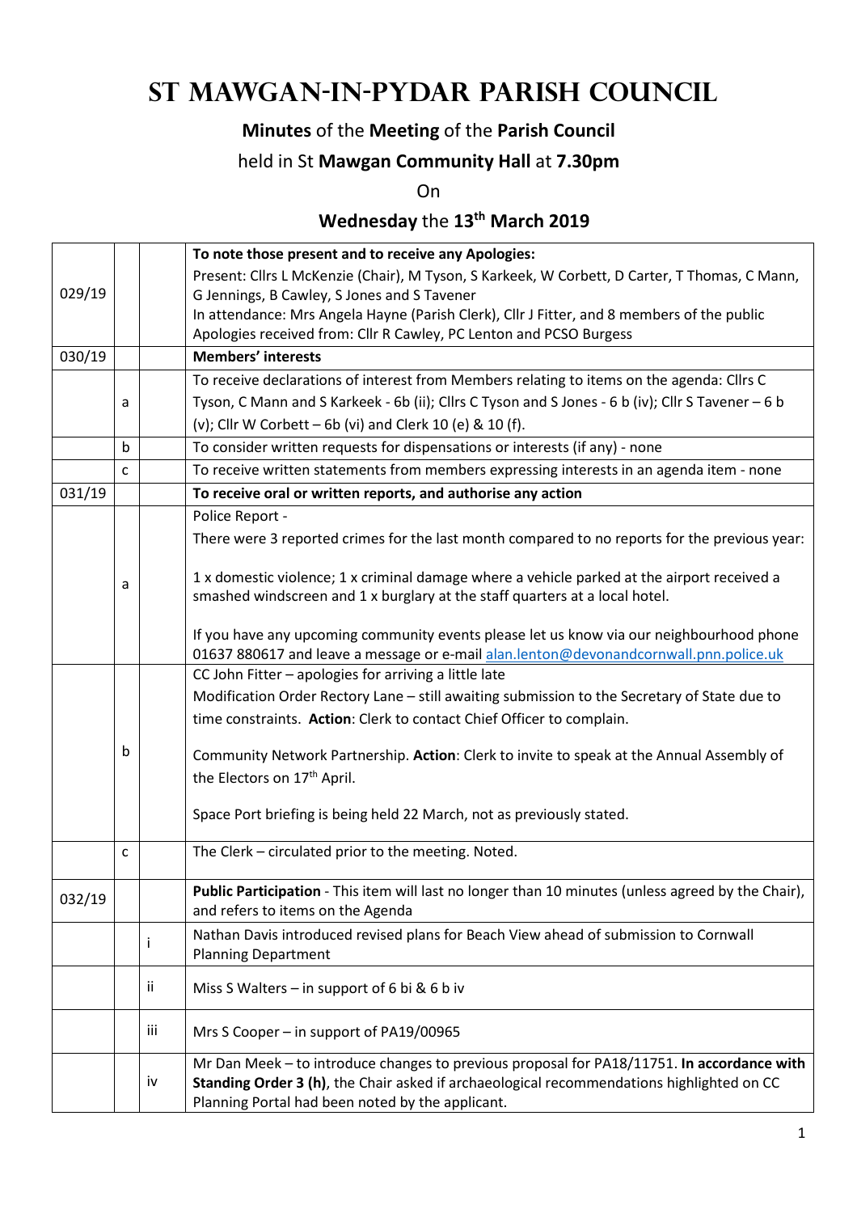# St Mawgan-in-Pydar Parish Council

**Minutes** of the **Meeting** of the **Parish Council**

held in St **Mawgan Community Hall** at **7.30pm**

On

**Wednesday** the **13th March 2019**

| | | | |
|---|---|---|---|
| 029/19 | | | **To note those present and to receive any Apologies:**<br>Present: Cllrs L McKenzie (Chair), M Tyson, S Karkeek, W Corbett, D Carter, T Thomas, C Mann, G Jennings, B Cawley, S Jones and S Tavener<br>In attendance: Mrs Angela Hayne (Parish Clerk), Cllr J Fitter, and 8 members of the public<br>Apologies received from: Cllr R Cawley, PC Lenton and PCSO Burgess |
| 030/19 | | | **Members' interests** |
| | a | | To receive declarations of interest from Members relating to items on the agenda: Cllrs C Tyson, C Mann and S Karkeek - 6b (ii); Cllrs C Tyson and S Jones - 6 b (iv); Cllr S Tavener – 6 b (v); Cllr W Corbett – 6b (vi) and Clerk 10 (e) & 10 (f). |
| | b | | To consider written requests for dispensations or interests (if any) - none |
| | c | | To receive written statements from members expressing interests in an agenda item - none |
| 031/19 | | | **To receive oral or written reports, and authorise any action** |
| | a | | Police Report -<br>There were 3 reported crimes for the last month compared to no reports for the previous year:<br><br>1 x domestic violence; 1 x criminal damage where a vehicle parked at the airport received a smashed windscreen and 1 x burglary at the staff quarters at a local hotel.<br><br>If you have any upcoming community events please let us know via our neighbourhood phone 01637 880617 and leave a message or e-mail alan.lenton@devonandcornwall.pnn.police.uk |
| | b | | CC John Fitter – apologies for arriving a little late<br>Modification Order Rectory Lane – still awaiting submission to the Secretary of State due to time constraints. **Action**: Clerk to contact Chief Officer to complain.<br><br>Community Network Partnership. **Action**: Clerk to invite to speak at the Annual Assembly of the Electors on 17th April.<br><br>Space Port briefing is being held 22 March, not as previously stated. |
| | c | | The Clerk – circulated prior to the meeting. Noted. |
| 032/19 | | | **Public Participation** - This item will last no longer than 10 minutes (unless agreed by the Chair), and refers to items on the Agenda |
| | | i | Nathan Davis introduced revised plans for Beach View ahead of submission to Cornwall Planning Department |
| | | ii | Miss S Walters – in support of 6 bi & 6 b iv |
| | | iii | Mrs S Cooper – in support of PA19/00965 |
| | | iv | Mr Dan Meek – to introduce changes to previous proposal for PA18/11751. **In accordance with Standing Order 3 (h)**, the Chair asked if archaeological recommendations highlighted on CC Planning Portal had been noted by the applicant. |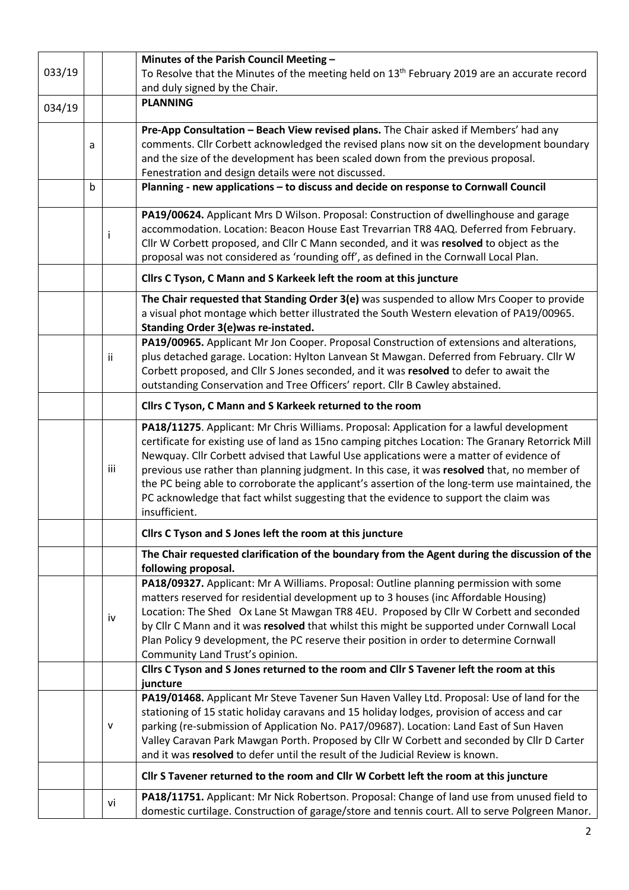| | | | |
|---|---|---|---|
| 033/19 | | | **Minutes of the Parish Council Meeting –** To Resolve that the Minutes of the meeting held on 13th February 2019 are an accurate record and duly signed by the Chair. |
| 034/19 | | | **PLANNING** |
| | a | | **Pre-App Consultation – Beach View revised plans.** The Chair asked if Members' had any comments. Cllr Corbett acknowledged the revised plans now sit on the development boundary and the size of the development has been scaled down from the previous proposal. Fenestration and design details were not discussed. |
| | b | | **Planning - new applications – to discuss and decide on response to Cornwall Council** |
| | | i | **PA19/00624.** Applicant Mrs D Wilson. Proposal: Construction of dwellinghouse and garage accommodation. Location: Beacon House East Trevarrian TR8 4AQ. Deferred from February. Cllr W Corbett proposed, and Cllr C Mann seconded, and it was **resolved** to object as the proposal was not considered as 'rounding off', as defined in the Cornwall Local Plan. |
| | | | **Cllrs C Tyson, C Mann and S Karkeek left the room at this juncture** |
| | | | **The Chair requested that Standing Order 3(e)** was suspended to allow Mrs Cooper to provide a visual phot montage which better illustrated the South Western elevation of PA19/00965. **Standing Order 3(e)was re-instated.** |
| | | ii | **PA19/00965.** Applicant Mr Jon Cooper. Proposal Construction of extensions and alterations, plus detached garage. Location: Hylton Lanvean St Mawgan. Deferred from February. Cllr W Corbett proposed, and Cllr S Jones seconded, and it was **resolved** to defer to await the outstanding Conservation and Tree Officers' report. Cllr B Cawley abstained. |
| | | | **Cllrs C Tyson, C Mann and S Karkeek returned to the room** |
| | | iii | **PA18/11275**. Applicant: Mr Chris Williams. Proposal: Application for a lawful development certificate for existing use of land as 15no camping pitches Location: The Granary Retorrick Mill Newquay. Cllr Corbett advised that Lawful Use applications were a matter of evidence of previous use rather than planning judgment. In this case, it was **resolved** that, no member of the PC being able to corroborate the applicant's assertion of the long-term use maintained, the PC acknowledge that fact whilst suggesting that the evidence to support the claim was insufficient. |
| | | | **Cllrs C Tyson and S Jones left the room at this juncture** |
| | | | **The Chair requested clarification of the boundary from the Agent during the discussion of the following proposal.** |
| | | iv | **PA18/09327.** Applicant: Mr A Williams. Proposal: Outline planning permission with some matters reserved for residential development up to 3 houses (inc Affordable Housing) Location: The Shed Ox Lane St Mawgan TR8 4EU. Proposed by Cllr W Corbett and seconded by Cllr C Mann and it was **resolved** that whilst this might be supported under Cornwall Local Plan Policy 9 development, the PC reserve their position in order to determine Cornwall Community Land Trust's opinion. |
| | | | **Cllrs C Tyson and S Jones returned to the room and Cllr S Tavener left the room at this juncture** |
| | | v | **PA19/01468.** Applicant Mr Steve Tavener Sun Haven Valley Ltd. Proposal: Use of land for the stationing of 15 static holiday caravans and 15 holiday lodges, provision of access and car parking (re-submission of Application No. PA17/09687). Location: Land East of Sun Haven Valley Caravan Park Mawgan Porth. Proposed by Cllr W Corbett and seconded by Cllr D Carter and it was **resolved** to defer until the result of the Judicial Review is known. |
| | | | **Cllr S Tavener returned to the room and Cllr W Corbett left the room at this juncture** |
| | | vi | **PA18/11751.** Applicant: Mr Nick Robertson. Proposal: Change of land use from unused field to domestic curtilage. Construction of garage/store and tennis court. All to serve Polgreen Manor. |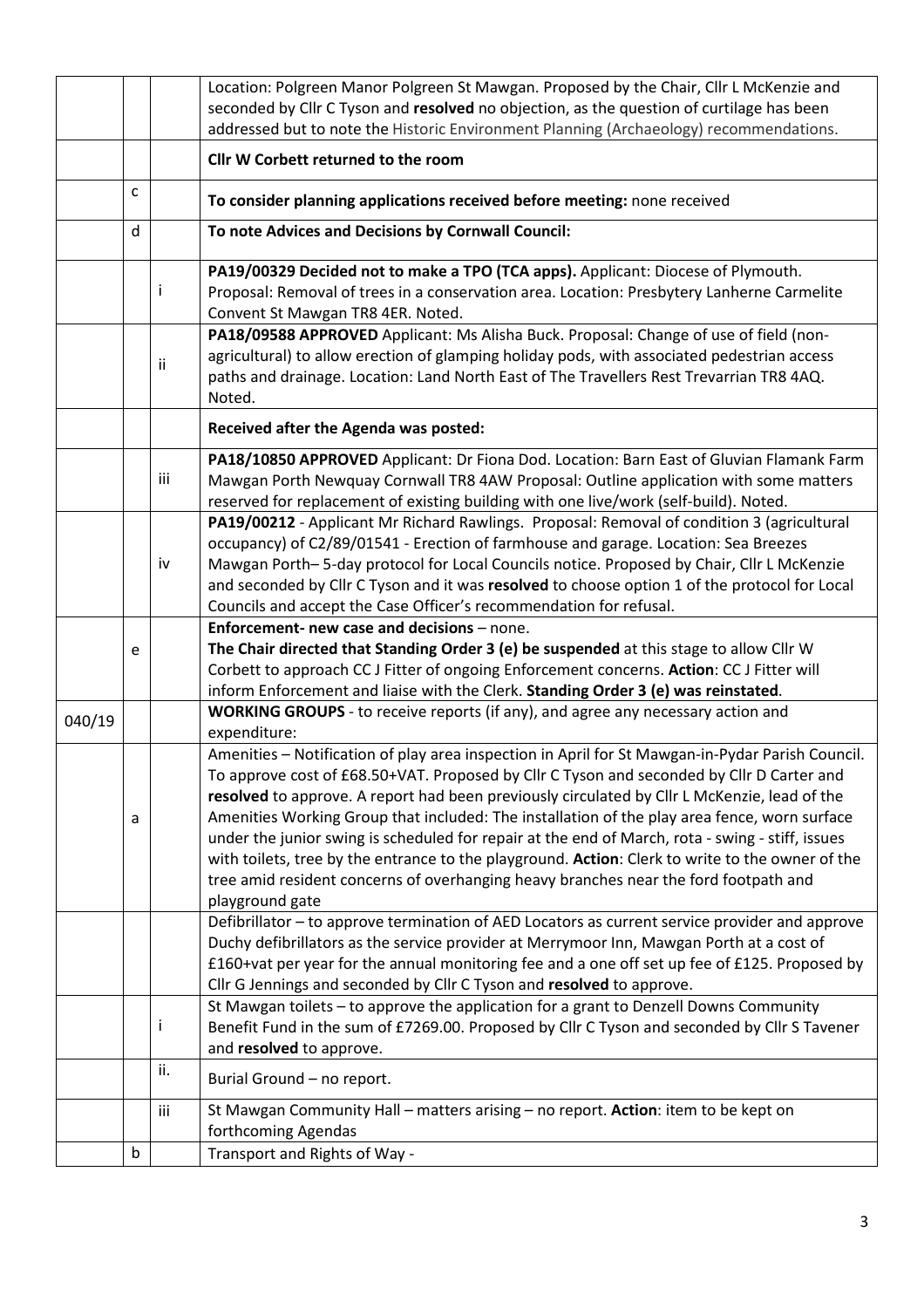| | | | |
|---|---|---|---|
| | | | Location: Polgreen Manor Polgreen St Mawgan. Proposed by the Chair, Cllr L McKenzie and seconded by Cllr C Tyson and **resolved** no objection, as the question of curtilage has been addressed but to note the Historic Environment Planning (Archaeology) recommendations. |
| | | | **Cllr W Corbett returned to the room** |
| | c | | **To consider planning applications received before meeting:** none received |
| | d | | **To note Advices and Decisions by Cornwall Council:** |
| | | i | **PA19/00329 Decided not to make a TPO (TCA apps).** Applicant: Diocese of Plymouth. Proposal: Removal of trees in a conservation area. Location: Presbytery Lanherne Carmelite Convent St Mawgan TR8 4ER. Noted. |
| | | ii | **PA18/09588 APPROVED** Applicant: Ms Alisha Buck. Proposal: Change of use of field (non-agricultural) to allow erection of glamping holiday pods, with associated pedestrian access paths and drainage. Location: Land North East of The Travellers Rest Trevarrian TR8 4AQ. Noted. |
| | | | **Received after the Agenda was posted:** |
| | | iii | **PA18/10850 APPROVED** Applicant: Dr Fiona Dod. Location: Barn East of Gluvian Flamank Farm Mawgan Porth Newquay Cornwall TR8 4AW Proposal: Outline application with some matters reserved for replacement of existing building with one live/work (self-build). Noted. |
| | | iv | **PA19/00212** - Applicant Mr Richard Rawlings. Proposal: Removal of condition 3 (agricultural occupancy) of C2/89/01541 - Erection of farmhouse and garage. Location: Sea Breezes Mawgan Porth– 5-day protocol for Local Councils notice. Proposed by Chair, Cllr L McKenzie and seconded by Cllr C Tyson and it was **resolved** to choose option 1 of the protocol for Local Councils and accept the Case Officer's recommendation for refusal. |
| | e | | **Enforcement- new case and decisions** – none.<br>**The Chair directed that Standing Order 3 (e) be suspended** at this stage to allow Cllr W Corbett to approach CC J Fitter of ongoing Enforcement concerns. **Action**: CC J Fitter will inform Enforcement and liaise with the Clerk. **Standing Order 3 (e) was reinstated**. |
| 040/19 | | | **WORKING GROUPS** - to receive reports (if any), and agree any necessary action and expenditure: |
| | a | | Amenities – Notification of play area inspection in April for St Mawgan-in-Pydar Parish Council. To approve cost of £68.50+VAT. Proposed by Cllr C Tyson and seconded by Cllr D Carter and **resolved** to approve. A report had been previously circulated by Cllr L McKenzie, lead of the Amenities Working Group that included: The installation of the play area fence, worn surface under the junior swing is scheduled for repair at the end of March, rota - swing - stiff, issues with toilets, tree by the entrance to the playground. **Action**: Clerk to write to the owner of the tree amid resident concerns of overhanging heavy branches near the ford footpath and playground gate |
| | | | Defibrillator – to approve termination of AED Locators as current service provider and approve Duchy defibrillators as the service provider at Merrymoor Inn, Mawgan Porth at a cost of £160+vat per year for the annual monitoring fee and a one off set up fee of £125. Proposed by Cllr G Jennings and seconded by Cllr C Tyson and **resolved** to approve. |
| | | i | St Mawgan toilets – to approve the application for a grant to Denzell Downs Community Benefit Fund in the sum of £7269.00. Proposed by Cllr C Tyson and seconded by Cllr S Tavener and **resolved** to approve. |
| | | ii. | Burial Ground – no report. |
| | | iii | St Mawgan Community Hall – matters arising – no report. **Action**: item to be kept on forthcoming Agendas |
| | b | | Transport and Rights of Way - |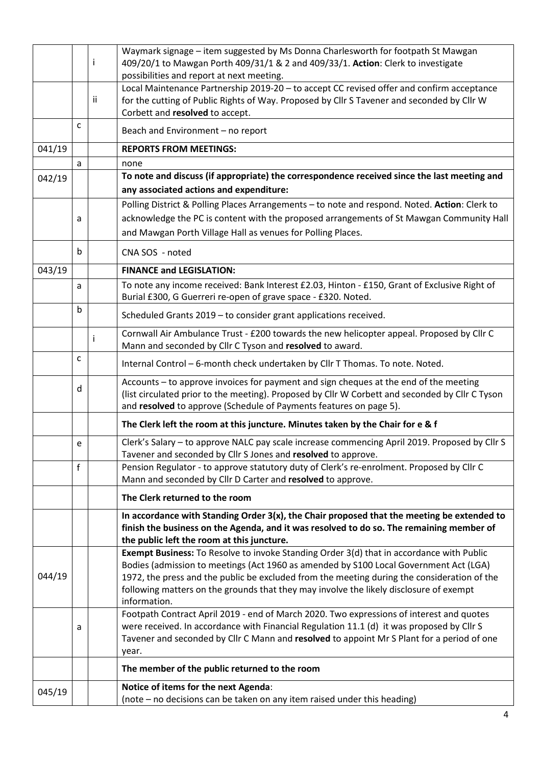| | | | |
|---|---|---|---|
| | | i | Waymark signage – item suggested by Ms Donna Charlesworth for footpath St Mawgan 409/20/1 to Mawgan Porth 409/31/1 & 2 and 409/33/1. **Action**: Clerk to investigate possibilities and report at next meeting. |
| | | ii | Local Maintenance Partnership 2019-20 – to accept CC revised offer and confirm acceptance for the cutting of Public Rights of Way. Proposed by Cllr S Tavener and seconded by Cllr W Corbett and **resolved** to accept. |
| | c | | Beach and Environment – no report |
| 041/19 | | | **REPORTS FROM MEETINGS:** |
| | a | | none |
| 042/19 | | | **To note and discuss (if appropriate) the correspondence received since the last meeting and any associated actions and expenditure:** |
| | a | | Polling District & Polling Places Arrangements – to note and respond. Noted. **Action**: Clerk to acknowledge the PC is content with the proposed arrangements of St Mawgan Community Hall and Mawgan Porth Village Hall as venues for Polling Places. |
| | b | | CNA SOS - noted |
| 043/19 | | | **FINANCE and LEGISLATION:** |
| | a | | To note any income received: Bank Interest £2.03, Hinton - £150, Grant of Exclusive Right of Burial £300, G Guerreri re-open of grave space - £320. Noted. |
| | b | | Scheduled Grants 2019 – to consider grant applications received. |
| | | i | Cornwall Air Ambulance Trust - £200 towards the new helicopter appeal. Proposed by Cllr C Mann and seconded by Cllr C Tyson and **resolved** to award. |
| | c | | Internal Control – 6-month check undertaken by Cllr T Thomas. To note. Noted. |
| | d | | Accounts – to approve invoices for payment and sign cheques at the end of the meeting (list circulated prior to the meeting). Proposed by Cllr W Corbett and seconded by Cllr C Tyson and **resolved** to approve (Schedule of Payments features on page 5). |
| | | | **The Clerk left the room at this juncture. Minutes taken by the Chair for e & f** |
| | e | | Clerk's Salary – to approve NALC pay scale increase commencing April 2019. Proposed by Cllr S Tavener and seconded by Cllr S Jones and **resolved** to approve. |
| | f | | Pension Regulator - to approve statutory duty of Clerk's re-enrolment. Proposed by Cllr C Mann and seconded by Cllr D Carter and **resolved** to approve. |
| | | | **The Clerk returned to the room** |
| | | | **In accordance with Standing Order 3(x), the Chair proposed that the meeting be extended to finish the business on the Agenda, and it was resolved to do so. The remaining member of the public left the room at this juncture.** |
| 044/19 | | | **Exempt Business:** To Resolve to invoke Standing Order 3(d) that in accordance with Public Bodies (admission to meetings (Act 1960 as amended by S100 Local Government Act (LGA) 1972, the press and the public be excluded from the meeting during the consideration of the following matters on the grounds that they may involve the likely disclosure of exempt information. |
| | a | | Footpath Contract April 2019 - end of March 2020. Two expressions of interest and quotes were received. In accordance with Financial Regulation 11.1 (d) it was proposed by Cllr S Tavener and seconded by Cllr C Mann and **resolved** to appoint Mr S Plant for a period of one year. |
| | | | **The member of the public returned to the room** |
| 045/19 | | | **Notice of items for the next Agenda**:<br>(note – no decisions can be taken on any item raised under this heading) |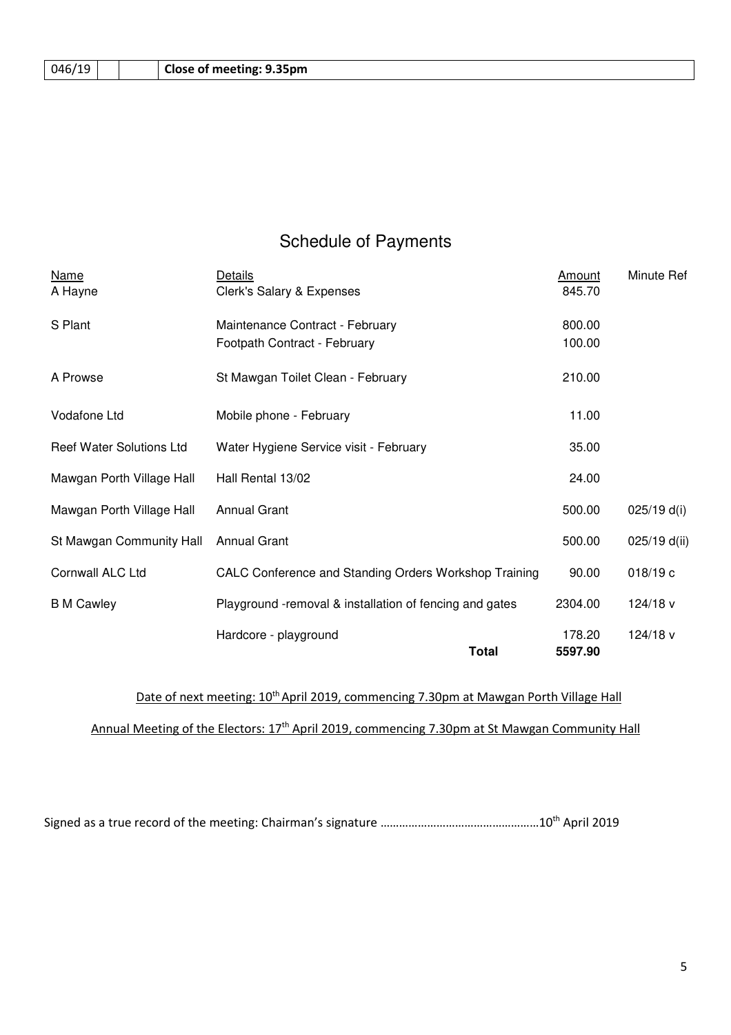| 046/19 | | | **Close of meeting: 9.35pm** |
|---|---|---|---|

# Schedule of Payments

| Name | Details | Amount | Minute Ref |
|---|---|---|---|
| A Hayne | Clerk's Salary & Expenses | 845.70 | |
| S Plant | Maintenance Contract - February | 800.00 | |
| | Footpath Contract - February | 100.00 | |
| A Prowse | St Mawgan Toilet Clean - February | 210.00 | |
| Vodafone Ltd | Mobile phone - February | 11.00 | |
| Reef Water Solutions Ltd | Water Hygiene Service visit - February | 35.00 | |
| Mawgan Porth Village Hall | Hall Rental 13/02 | 24.00 | |
| Mawgan Porth Village Hall | Annual Grant | 500.00 | 025/19 d(i) |
| St Mawgan Community Hall | Annual Grant | 500.00 | 025/19 d(ii) |
| Cornwall ALC Ltd | CALC Conference and Standing Orders Workshop Training | 90.00 | 018/19 c |
| B M Cawley | Playground -removal & installation of fencing and gates | 2304.00 | 124/18 v |
| | Hardcore - playground | 178.20 | 124/18 v |
| | **Total** | **5597.90** | |

Date of next meeting: 10th April 2019, commencing 7.30pm at Mawgan Porth Village Hall

Annual Meeting of the Electors: 17th April 2019, commencing 7.30pm at St Mawgan Community Hall

Signed as a true record of the meeting: Chairman's signature ……………………………………………10th April 2019